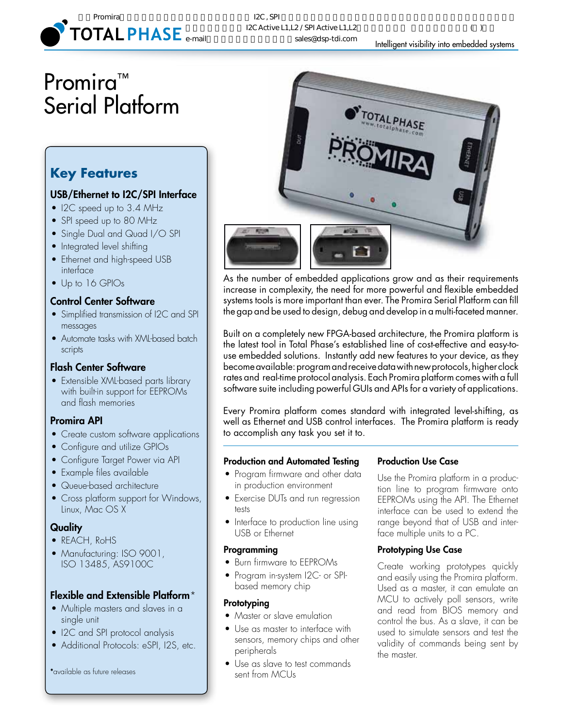# Promira™ Serial Platform

## Key Features

### USB/Ethernet to I2C/SPI Interface

- I2C speed up to 3.4 MHz
- SPI speed up to 80 MHz
- Single Dual and Quad I/O SPI
- Integrated level shifting
- Ethernet and high-speed USB interface
- Up to 16 GPIOs

### Control Center Software

- Simplified transmission of I2C and SPI messages
- Automate tasks with XML-based batch scripts

### Flash Center Software

- Extensible XML-based parts library with built-in support for EEPROMs and flash memories

### Promira API

- Create custom software applications
- Configure and utilize GPIOs
- Configure Target Power via API
- Example files available
- Queue-based architecture
- Cross platform support for Windows, Linux, Mac OS X

### Quality

- REACH, RoHS
- Manufacturing: ISO 9001, ISO 13485, AS9100C

### Flexible and Extensible Platform*

- Multiple masters and slaves in a single unit
- I2C and SPI protocol analysis
- Additional Protocols: eSPI, I2S, etc.

*available as future releases

As the number of embedded applications grow and as their requirements increase in complexity, the need for more powerful and flexible embedded systems tools is more important than ever. The Promira Serial Platform can fill the gap and be used to design, debug and develop in a multi-faceted manner.

Built on a completely new FPGA-based architecture, the Promira platform is the latest tool in Total Phase's established line of cost-effective and easy-to-use embedded solutions. Instantly add new features to your device, as they become available: program and receive data with new protocols, higher clock rates and real-time protocol analysis. Each Promira platform comes with a full software suite including powerful GUIs and APIs for a variety of applications.

Every Promira platform comes standard with integrated level-shifting, as well as Ethernet and USB control interfaces. The Promira platform is ready to accomplish any task you set it to.

### Production and Automated Testing

- Program firmware and other data in production environment
- Exercise DUTs and run regression tests
- Interface to production line using USB or Ethernet

### Programming

- Burn firmware to EEPROMs
- Program in-system I2C- or SPI-based memory chip

### Prototyping

- Master or slave emulation
- Use as master to interface with sensors, memory chips and other peripherals
- Use as slave to test commands sent from MCUs

### Production Use Case

Use the Promira platform in a production line to program firmware onto EEPROMs using the API. The Ethernet interface can be used to extend the range beyond that of USB and interface multiple units to a PC.

### Prototyping Use Case

Create working prototypes quickly and easily using the Promira platform. Used as a master, it can emulate an MCU to actively poll sensors, write and read from BIOS memory and control the bus. As a slave, it can be used to simulate sensors and test the validity of commands being sent by the master.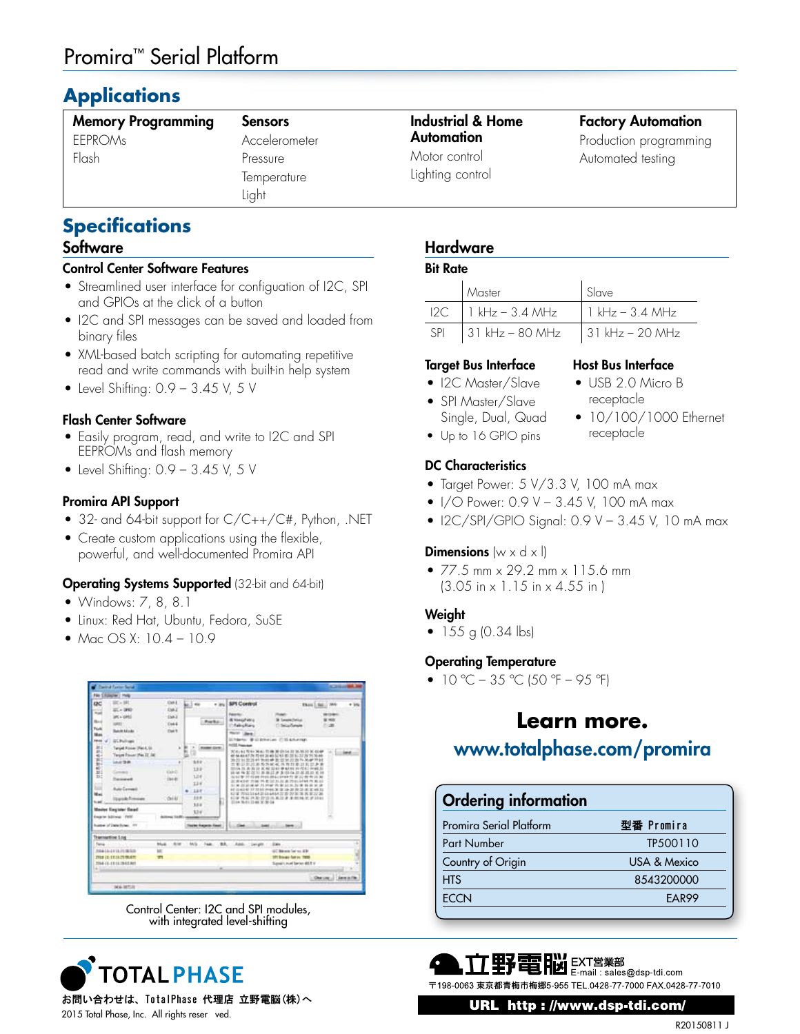# Promira™ Serial Platform

## Applications

| Memory Programming | Sensors | Industrial & Home Automation | Factory Automation |
|---|---|---|---|
| EEPROMs | Accelerometer | Motor control | Production programming |
| Flash | Pressure | Lighting control | Automated testing |
| | Temperature | | |
| | Light | | |

## Specifications

### Software

#### Control Center Software Features

- Streamlined user interface for configuation of I2C, SPI and GPIOs at the click of a button
- I2C and SPI messages can be saved and loaded from binary files
- XML-based batch scripting for automating repetitive read and write commands with built-in help system
- Level Shifting: 0.9 – 3.45 V, 5 V

#### Flash Center Software

- Easily program, read, and write to I2C and SPI EEPROMs and flash memory
- Level Shifting: 0.9 – 3.45 V, 5 V

#### Promira API Support

- 32- and 64-bit support for C/C++/C#, Python, .NET
- Create custom applications using the flexible, powerful, and well-documented Promira API

#### Operating Systems Supported (32-bit and 64-bit)

- Windows: 7, 8, 8.1
- Linux: Red Hat, Ubuntu, Fedora, SuSE
- Mac OS X: 10.4 – 10.9

Control Center: I2C and SPI modules, with integrated level-shifting

### Hardware

#### Bit Rate

| | Master | Slave |
|---|---|---|
| I2C | 1 kHz – 3.4 MHz | 1 kHz – 3.4 MHz |
| SPI | 31 kHz – 80 MHz | 31 kHz – 20 MHz |

#### Target Bus Interface

- I2C Master/Slave
- SPI Master/Slave Single, Dual, Quad
- Up to 16 GPIO pins

#### Host Bus Interface

- USB 2.0 Micro B receptacle
- 10/100/1000 Ethernet receptacle

#### DC Characteristics

- Target Power: 5 V/3.3 V, 100 mA max
- I/O Power: 0.9 V – 3.45 V, 100 mA max
- I2C/SPI/GPIO Signal: 0.9 V – 3.45 V, 10 mA max

#### Dimensions (w x d x l)

- 77.5 mm x 29.2 mm x 115.6 mm (3.05 in x 1.15 in x 4.55 in )

#### Weight

- 155 g (0.34 lbs)

#### Operating Temperature

- 10 °C – 35 °C (50 °F – 95 °F)

## Learn more.

www.totalphase.com/promira

### Ordering information

| | |
|---|---|
| Promira Serial Platform | 型番 Promira |
| Part Number | TP500110 |
| Country of Origin | USA & Mexico |
| HTS | 8543200000 |
| ECCN | EAR99 |

TOTAL PHASE

お問い合わせは、TotalPhase 代理店 立野電脳(株)へ

2015 Total Phase, Inc. All rights reser ved.

立野電脳 EXT営業部 E-mail : sales@dsp-tdi.com

〒198-0063 東京都青梅市梅郷5-955 TEL.0428-77-7000 FAX.0428-77-7010

URL http : //www.dsp-tdi.com/

R20150811 J